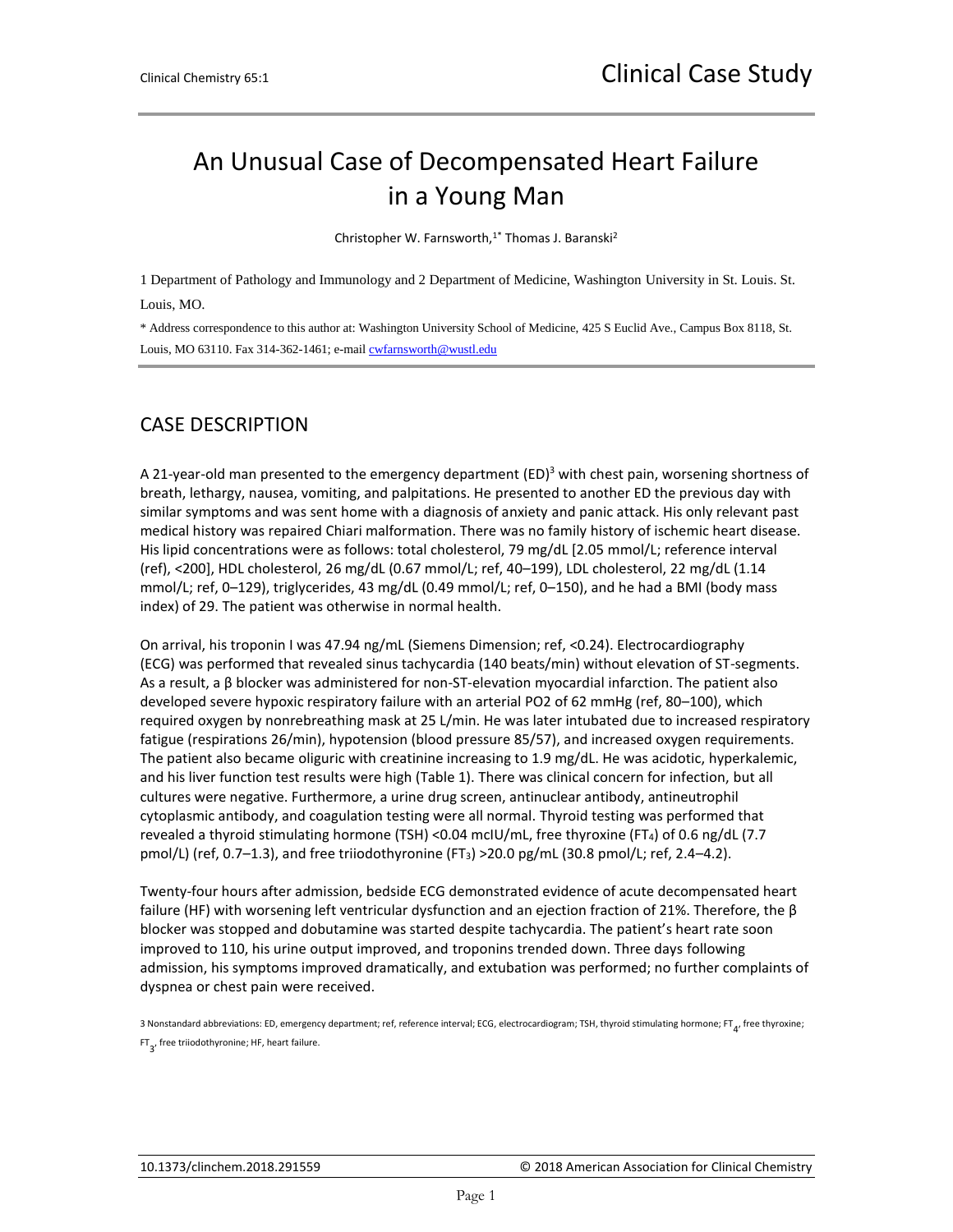# An Unusual Case of Decompensated Heart Failure in a Young Man

Christopher W. Farnsworth,[1*] Thomas J. Baranski[2]

1 Department of Pathology and Immunology and 2 Department of Medicine, Washington University in St. Louis. St. Louis, MO.

* Address correspondence to this author at: Washington University School of Medicine, 425 S Euclid Ave., Campus Box 8118, St. Louis, MO 63110. Fax 314-362-1461; e-mail cwfarnsworth@wustl.edu

## CASE DESCRIPTION

A 21-year-old man presented to the emergency department (ED)[3] with chest pain, worsening shortness of breath, lethargy, nausea, vomiting, and palpitations. He presented to another ED the previous day with similar symptoms and was sent home with a diagnosis of anxiety and panic attack. His only relevant past medical history was repaired Chiari malformation. There was no family history of ischemic heart disease. His lipid concentrations were as follows: total cholesterol, 79 mg/dL [2.05 mmol/L; reference interval (ref), <200], HDL cholesterol, 26 mg/dL (0.67 mmol/L; ref, 40–199), LDL cholesterol, 22 mg/dL (1.14 mmol/L; ref, 0–129), triglycerides, 43 mg/dL (0.49 mmol/L; ref, 0–150), and he had a BMI (body mass index) of 29. The patient was otherwise in normal health.

On arrival, his troponin I was 47.94 ng/mL (Siemens Dimension; ref, <0.24). Electrocardiography (ECG) was performed that revealed sinus tachycardia (140 beats/min) without elevation of ST-segments. As a result, a β blocker was administered for non-ST-elevation myocardial infarction. The patient also developed severe hypoxic respiratory failure with an arterial $PO_2$ of 62 mmHg (ref, 80–100), which required oxygen by nonrebreathing mask at 25 L/min. He was later intubated due to increased respiratory fatigue (respirations 26/min), hypotension (blood pressure 85/57), and increased oxygen requirements. The patient also became oliguric with creatinine increasing to 1.9 mg/dL. He was acidotic, hyperkalemic, and his liver function test results were high (Table 1). There was clinical concern for infection, but all cultures were negative. Furthermore, a urine drug screen, antinuclear antibody, antineutrophil cytoplasmic antibody, and coagulation testing were all normal. Thyroid testing was performed that revealed a thyroid stimulating hormone (TSH) <0.04 mcIU/mL, free thyroxine ($FT_4$) of 0.6 ng/dL (7.7 pmol/L) (ref, 0.7–1.3), and free triiodothyronine ($FT_3$) >20.0 pg/mL (30.8 pmol/L; ref, 2.4–4.2).

Twenty-four hours after admission, bedside ECG demonstrated evidence of acute decompensated heart failure (HF) with worsening left ventricular dysfunction and an ejection fraction of 21%. Therefore, the β blocker was stopped and dobutamine was started despite tachycardia. The patient's heart rate soon improved to 110, his urine output improved, and troponins trended down. Three days following admission, his symptoms improved dramatically, and extubation was performed; no further complaints of dyspnea or chest pain were received.

3 Nonstandard abbreviations: ED, emergency department; ref, reference interval; ECG, electrocardiogram; TSH, thyroid stimulating hormone; $FT_4$, free thyroxine; $FT_3$, free triiodothyronine; HF, heart failure.

10.1373/clinchem.2018.291559 © 2018 American Association for Clinical Chemistry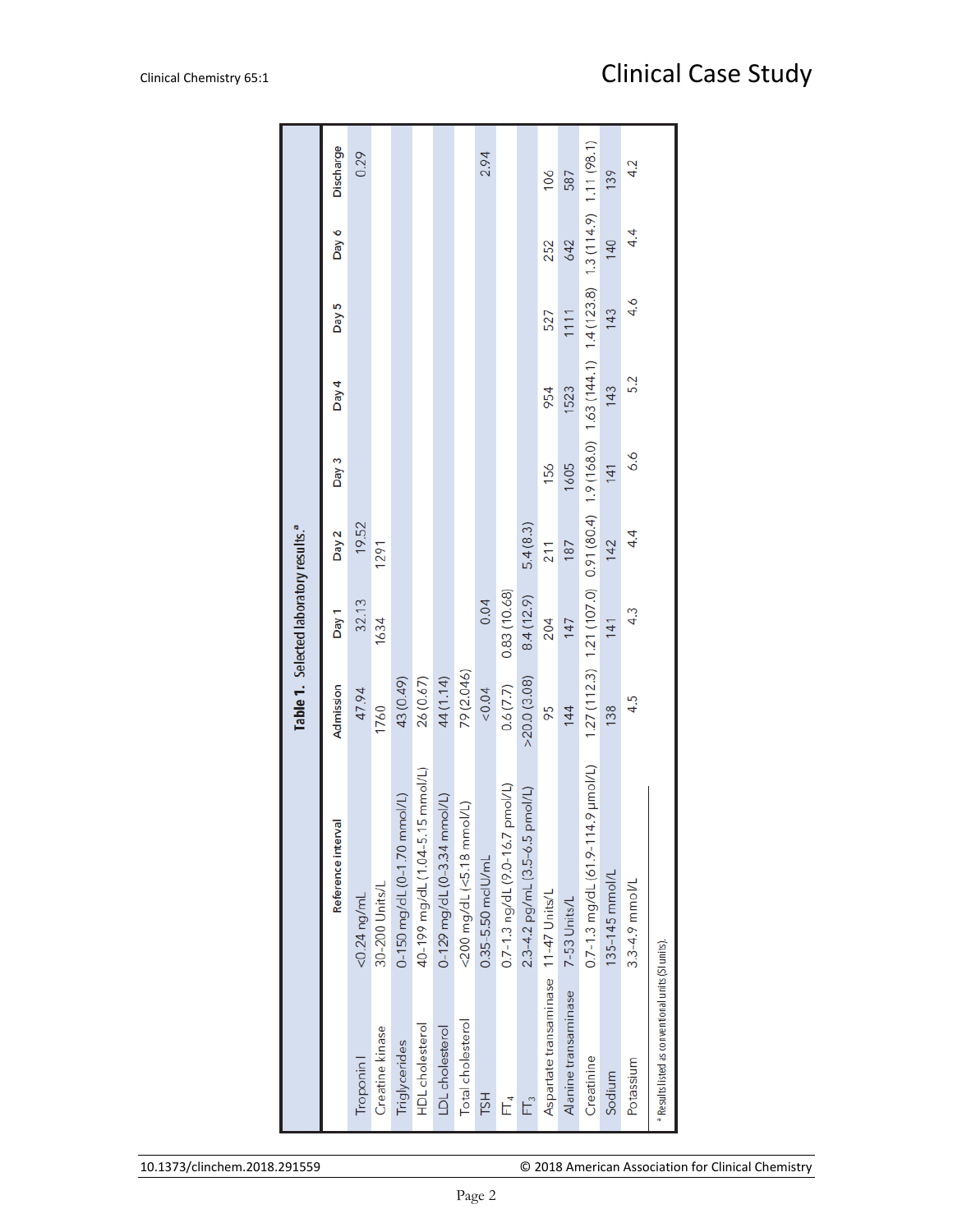**Table 1.** Selected laboratory results.[a]

| | Reference interval | Admission | Day 1 | Day 2 | Day 3 | Day 4 | Day 5 | Day 6 | Discharge |
|---|---|---|---|---|---|---|---|---|---|
| Troponin I | <0.24 ng/mL | 47.94 | 32.13 | 19.52 | | | | | 0.29 |
| Creatine kinase | 30-200 Units/L | 1760 | 1634 | 1291 | | | | | |
| Triglycerides | 0-150 mg/dL (0-1.70 mmol/L) | 43 (0.49) | | | | | | | |
| HDL cholesterol | 40-199 mg/dL (1.04-5.15 mmol/L) | 26 (0.67) | | | | | | | |
| LDL cholesterol | 0-129 mg/dL (0-3.34 mmol/L) | 44 (1.14) | | | | | | | |
| Total cholesterol | <200 mg/dL (<5.18 mmol/L) | 79 (2.046) | | | | | | | |
| TSH | 0.35-5.50 mcIU/mL | <0.04 | 0.04 | | | | | | 2.94 |
| $FT_4$ | 0.7-1.3 ng/dL (9.0-16.7 pmol/L) | 0.6 (7.7) | 0.83 (10.68) | | | | | | |
| $FT_3$ | 2.3-4.2 pg/mL (3.5-6.5 pmol/L) | >20.0 (3.08) | 8.4 (12.9) | 5.4 (8.3) | | | | | |
| Aspartate transaminase | 11-47 Units/L | 95 | 204 | 211 | 156 | 954 | 527 | 252 | 106 |
| Alanine transaminase | 7-53 Units/L | 144 | 147 | 187 | 1605 | 1523 | 1111 | 642 | 587 |
| Creatinine | 0.7-1.3 mg/dL (61.9-114.9 μmol/L) | 1.27 (112.3) | 1.21 (107.0) | 0.91 (80.4) | 1.9 (168.0) | 1.63 (144.1) | 1.4 (123.8) | 1.3 (114.9) | 1.11 (98.1) |
| Sodium | 135-145 mmol/L | 138 | 141 | 142 | 141 | 143 | 143 | 140 | 139 |
| Potassium | 3.3-4.9 mmol/L | 4.5 | 4.3 | 4.4 | 6.6 | 5.2 | 4.6 | 4.4 | 4.2 |

[a] Results listed as conventional units (SI units).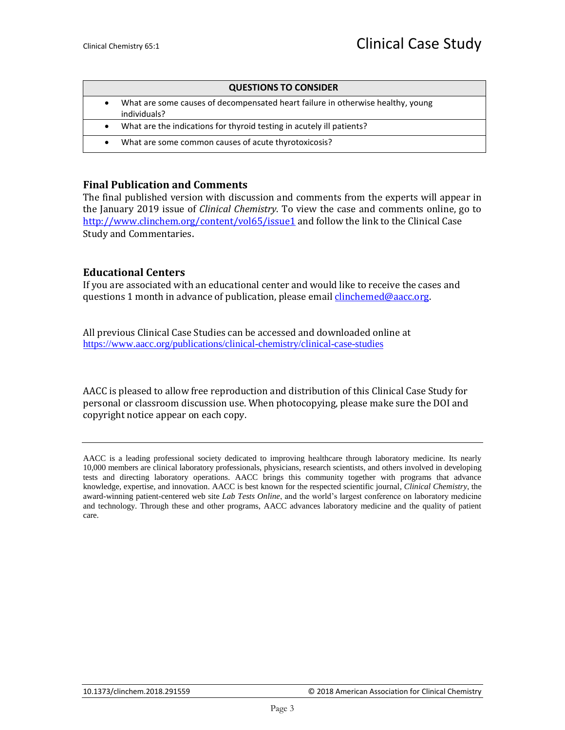| QUESTIONS TO CONSIDER |
| --- |
| • What are some causes of decompensated heart failure in otherwise healthy, young individuals? |
| • What are the indications for thyroid testing in acutely ill patients? |
| • What are some common causes of acute thyrotoxicosis? |

## Final Publication and Comments

The final published version with discussion and comments from the experts will appear in the January 2019 issue of *Clinical Chemistry*. To view the case and comments online, go to http://www.clinchem.org/content/vol65/issue1 and follow the link to the Clinical Case Study and Commentaries.

## Educational Centers

If you are associated with an educational center and would like to receive the cases and questions 1 month in advance of publication, please email clinchemed@aacc.org.

All previous Clinical Case Studies can be accessed and downloaded online at https://www.aacc.org/publications/clinical-chemistry/clinical-case-studies

AACC is pleased to allow free reproduction and distribution of this Clinical Case Study for personal or classroom discussion use. When photocopying, please make sure the DOI and copyright notice appear on each copy.

---

AACC is a leading professional society dedicated to improving healthcare through laboratory medicine. Its nearly 10,000 members are clinical laboratory professionals, physicians, research scientists, and others involved in developing tests and directing laboratory operations. AACC brings this community together with programs that advance knowledge, expertise, and innovation. AACC is best known for the respected scientific journal, *Clinical Chemistry*, the award-winning patient-centered web site *Lab Tests Online*, and the world's largest conference on laboratory medicine and technology. Through these and other programs, AACC advances laboratory medicine and the quality of patient care.

10.1373/clinchem.2018.291559 © 2018 American Association for Clinical Chemistry